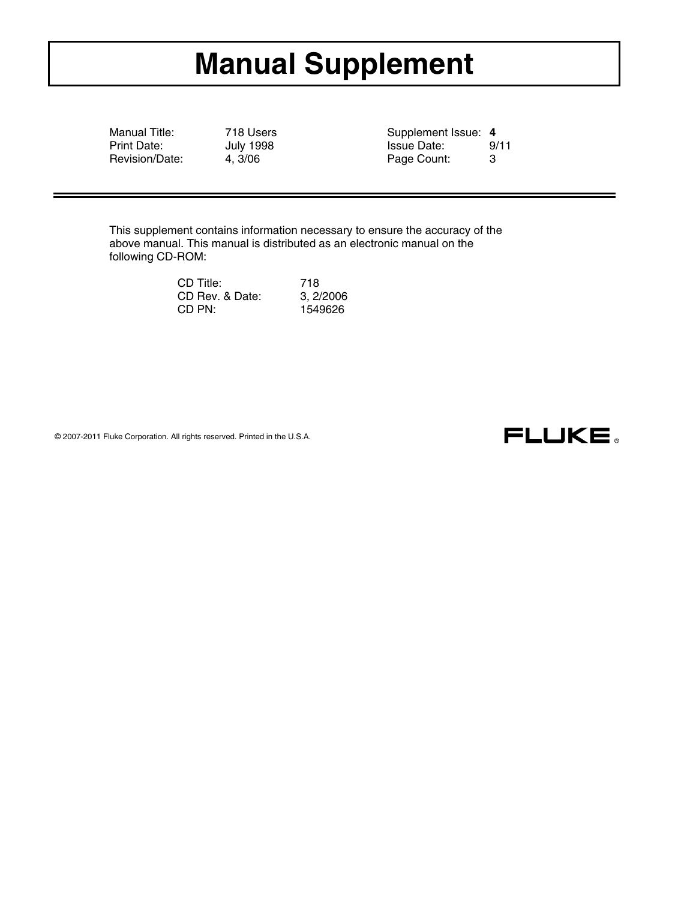# Manual Supplement

| | | | |
|---|---|---|---|
| Manual Title: | 718 Users | Supplement Issue: | **4** |
| Print Date: | July 1998 | Issue Date: | 9/11 |
| Revision/Date: | 4, 3/06 | Page Count: | 3 |

---

This supplement contains information necessary to ensure the accuracy of the above manual. This manual is distributed as an electronic manual on the following CD-ROM:

| | |
|---|---|
| CD Title: | 718 |
| CD Rev. & Date: | 3, 2/2006 |
| CD PN: | 1549626 |

© 2007-2011 Fluke Corporation. All rights reserved. Printed in the U.S.A.

FLUKE ®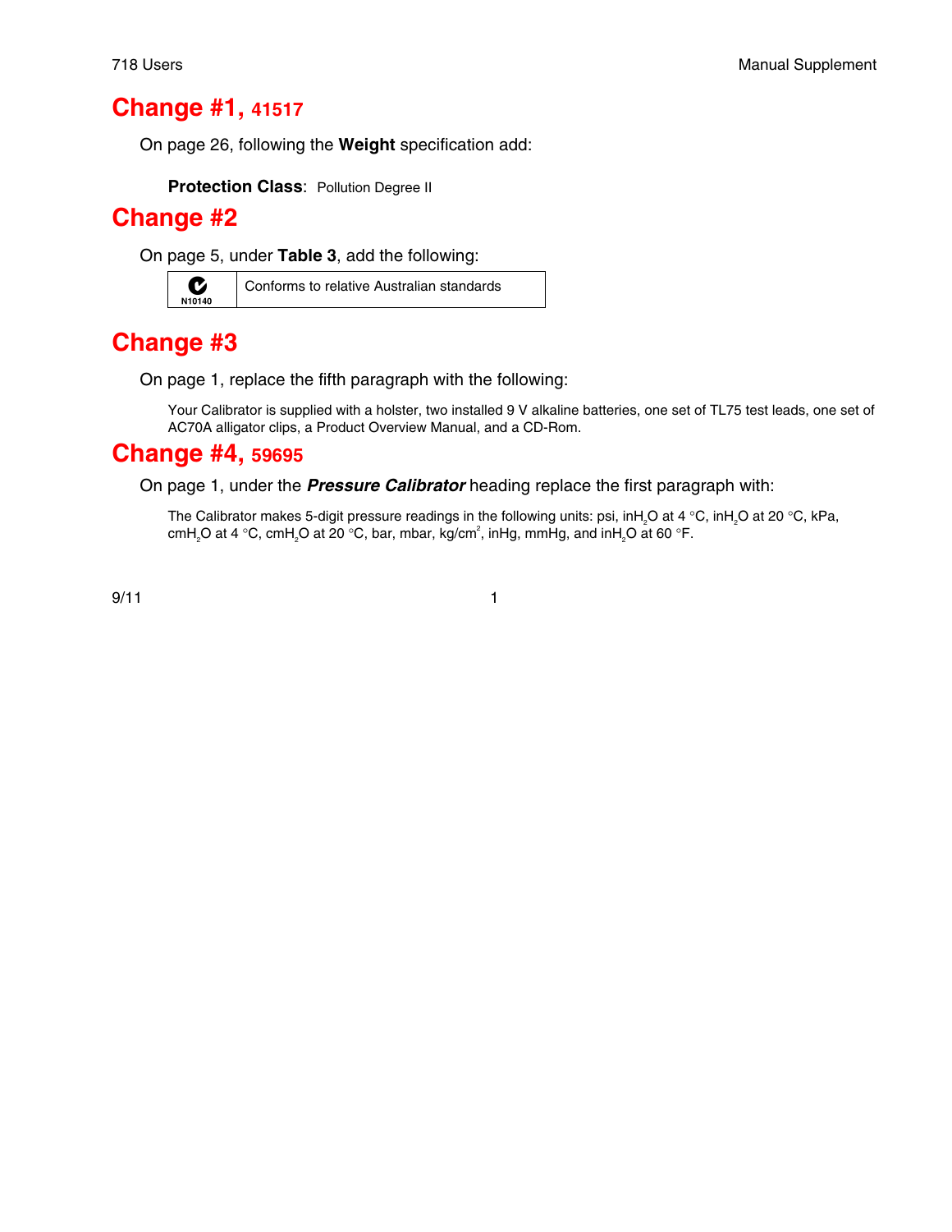# Change #1, 41517

On page 26, following the **Weight** specification add:

**Protection Class**: Pollution Degree II

# Change #2

On page 5, under **Table 3**, add the following:

| | |
|---|---|
| N10140 | Conforms to relative Australian standards |

# Change #3

On page 1, replace the fifth paragraph with the following:

Your Calibrator is supplied with a holster, two installed 9 V alkaline batteries, one set of TL75 test leads, one set of AC70A alligator clips, a Product Overview Manual, and a CD-Rom.

# Change #4, 59695

On page 1, under the ***Pressure Calibrator*** heading replace the first paragraph with:

The Calibrator makes 5-digit pressure readings in the following units: psi, $inH_2O$ at 4 °C, $inH_2O$ at 20 °C, kPa, $cmH_2O$ at 4 °C, $cmH_2O$ at 20 °C, bar, mbar, $kg/cm^2$, inHg, mmHg, and $inH_2O$ at 60 °F.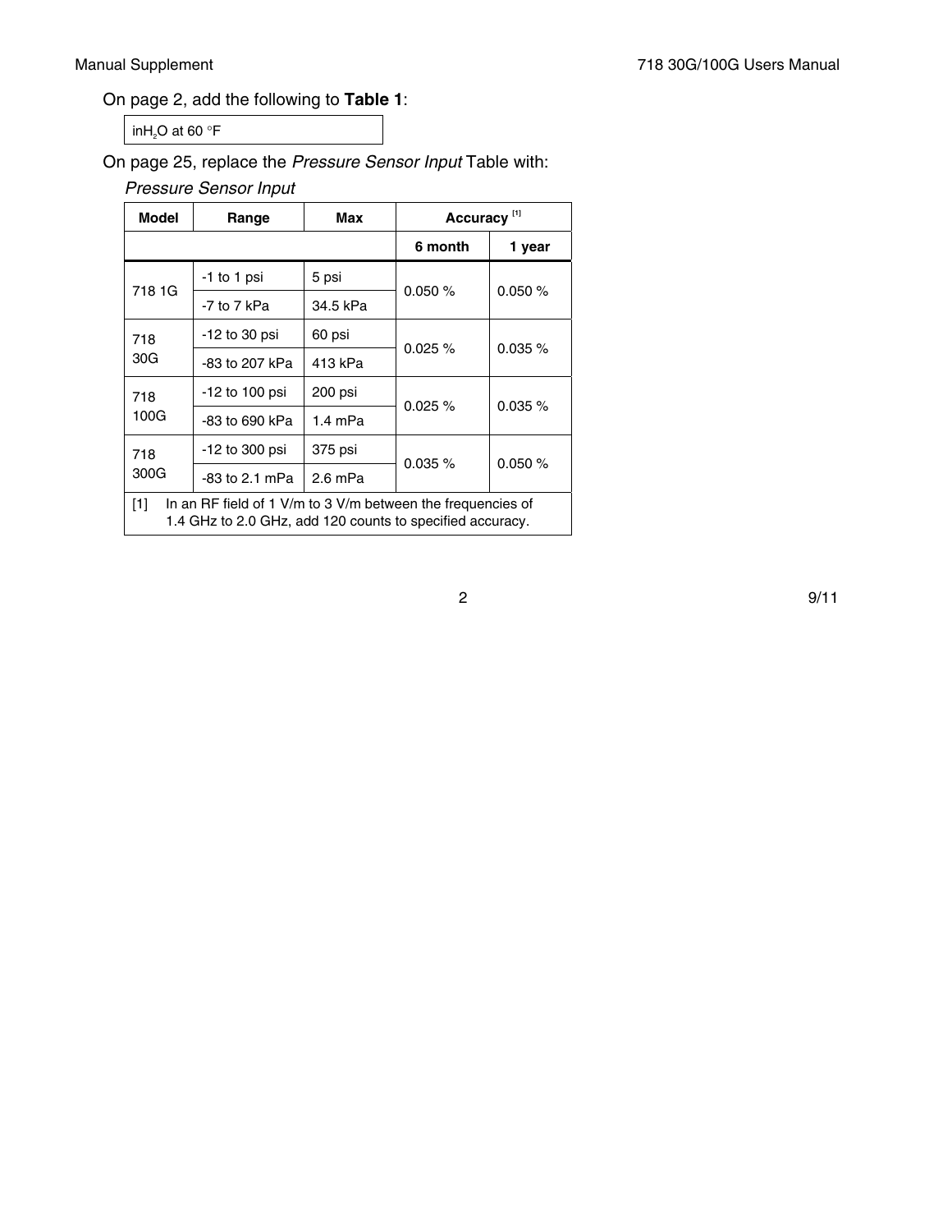On page 2, add the following to **Table 1**:

| inH$_2$O at 60 °F |
|---|

On page 25, replace the *Pressure Sensor Input* Table with:

*Pressure Sensor Input*

| Model | Range | Max | Accuracy [1] | |
|---|---|---|---|---|
| | | | 6 month | 1 year |
| 718 1G | -1 to 1 psi | 5 psi | 0.050 % | 0.050 % |
| | -7 to 7 kPa | 34.5 kPa | | |
| 718 30G | -12 to 30 psi | 60 psi | 0.025 % | 0.035 % |
| | -83 to 207 kPa | 413 kPa | | |
| 718 100G | -12 to 100 psi | 200 psi | 0.025 % | 0.035 % |
| | -83 to 690 kPa | 1.4 mPa | | |
| 718 300G | -12 to 300 psi | 375 psi | 0.035 % | 0.050 % |
| | -83 to 2.1 mPa | 2.6 mPa | | |

[1] In an RF field of 1 V/m to 3 V/m between the frequencies of 1.4 GHz to 2.0 GHz, add 120 counts to specified accuracy.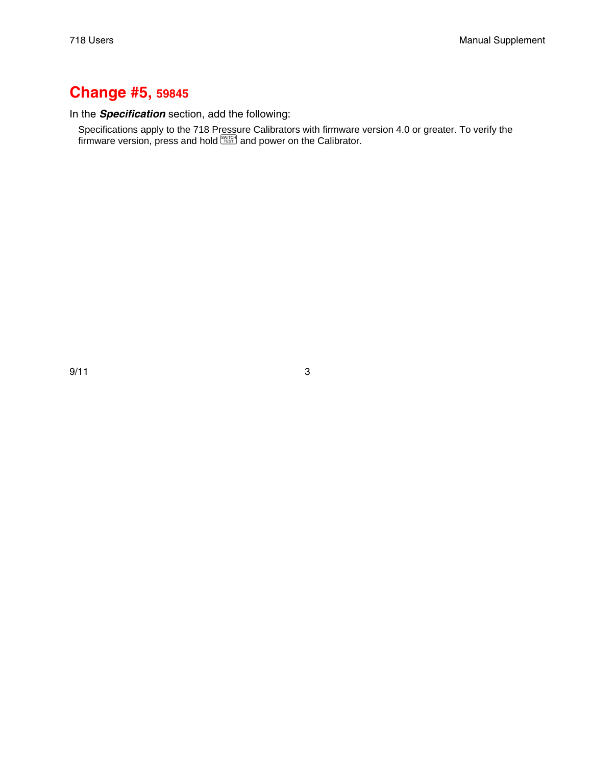## Change #5, 59845

In the ***Specification*** section, add the following:

Specifications apply to the 718 Pressure Calibrators with firmware version 4.0 or greater. To verify the firmware version, press and hold [SWITCH TEST] and power on the Calibrator.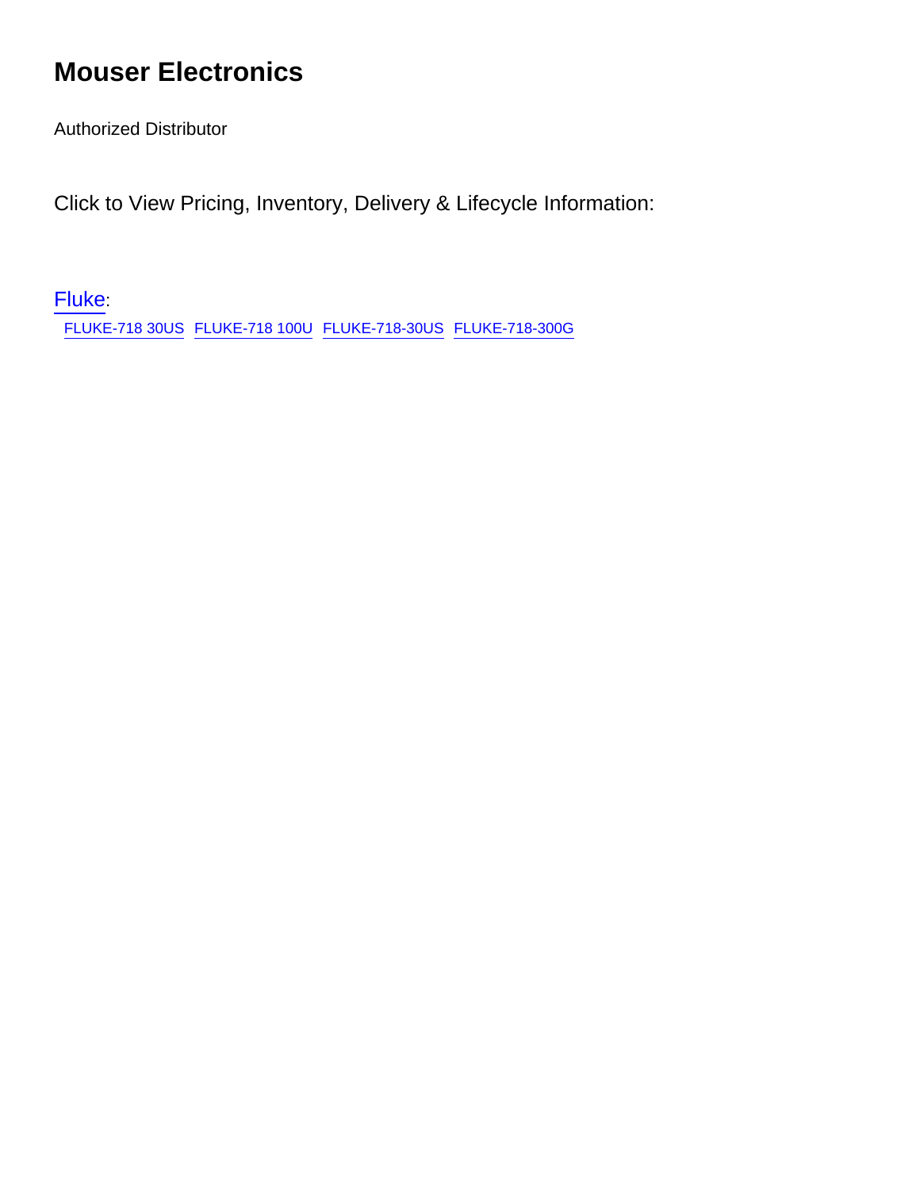# Mouser Electronics

Authorized Distributor

Click to View Pricing, Inventory, Delivery & Lifecycle Information:

Fluke:

FLUKE-718 30US FLUKE-718 100U FLUKE-718-30US FLUKE-718-300G